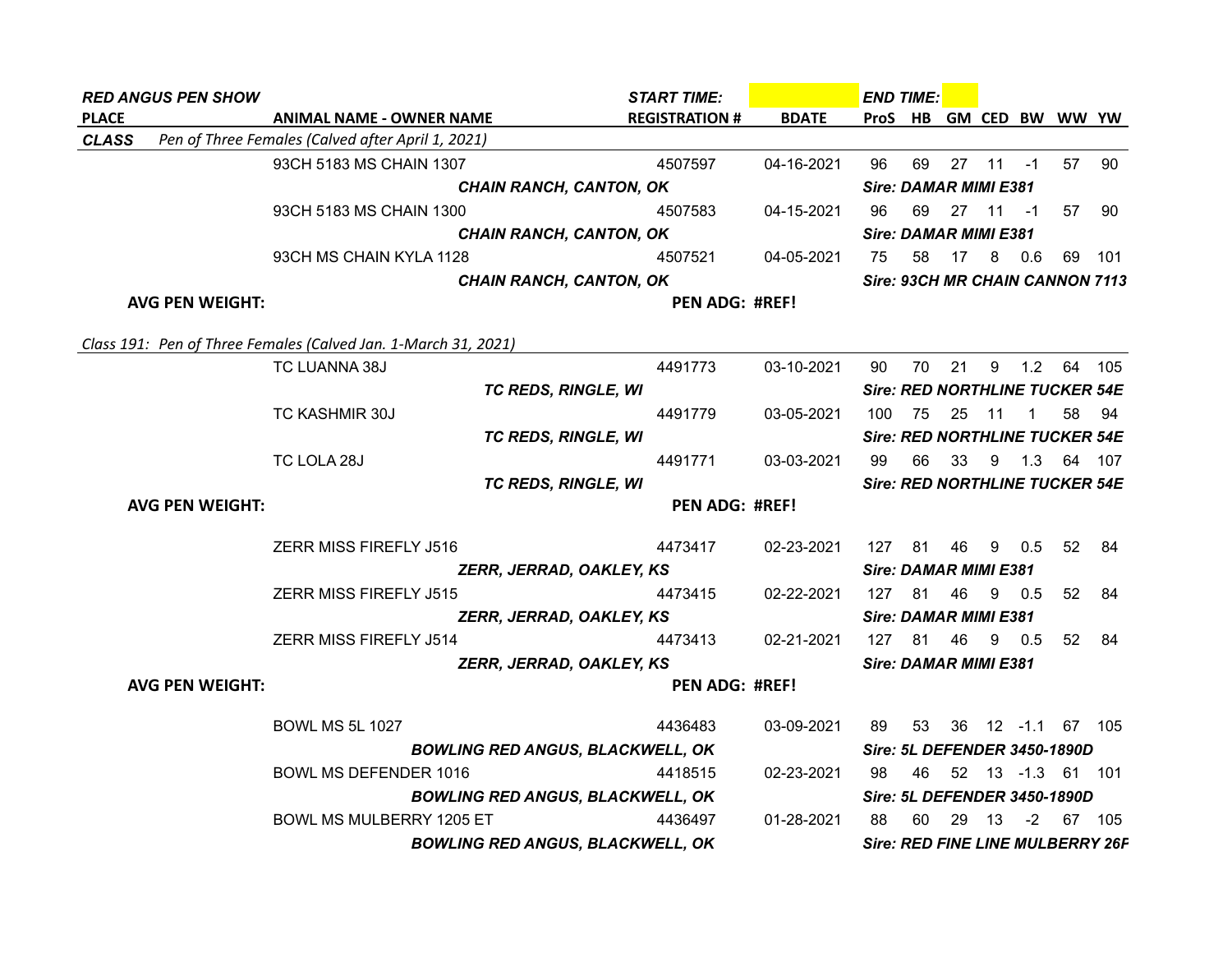**RED ANGUS PEN SHOW** | **START TIME:** | **END TIME:**

| PLACE | ANIMAL NAME - OWNER NAME | REGISTRATION # | BDATE | ProS | HB | GM | CED | BW | WW | YW |
|---|---|---|---|---|---|---|---|---|---|---|
| ***CLASS*** | *Pen of Three Females (Calved after April 1, 2021)* | | | | | | | | | |
| | 93CH 5183 MS CHAIN 1307 | 4507597 | 04-16-2021 | 96 | 69 | 27 | 11 | -1 | 57 | 90 |
| | ***CHAIN RANCH, CANTON, OK*** | | | ***Sire: DAMAR MIMI E381*** | | | | | | |
| | 93CH 5183 MS CHAIN 1300 | 4507583 | 04-15-2021 | 96 | 69 | 27 | 11 | -1 | 57 | 90 |
| | ***CHAIN RANCH, CANTON, OK*** | | | ***Sire: DAMAR MIMI E381*** | | | | | | |
| | 93CH MS CHAIN KYLA 1128 | 4507521 | 04-05-2021 | 75 | 58 | 17 | 8 | 0.6 | 69 | 101 |
| | ***CHAIN RANCH, CANTON, OK*** | | | ***Sire: 93CH MR CHAIN CANNON 7113*** | | | | | | |
| **AVG PEN WEIGHT:** | | **PEN ADG: #REF!** | | | | | | | | |
| *Class 191: Pen of Three Females (Calved Jan. 1-March 31, 2021)* | | | | | | | | | | |
| | TC LUANNA 38J | 4491773 | 03-10-2021 | 90 | 70 | 21 | 9 | 1.2 | 64 | 105 |
| | ***TC REDS, RINGLE, WI*** | | | ***Sire: RED NORTHLINE TUCKER 54E*** | | | | | | |
| | TC KASHMIR 30J | 4491779 | 03-05-2021 | 100 | 75 | 25 | 11 | 1 | 58 | 94 |
| | ***TC REDS, RINGLE, WI*** | | | ***Sire: RED NORTHLINE TUCKER 54E*** | | | | | | |
| | TC LOLA 28J | 4491771 | 03-03-2021 | 99 | 66 | 33 | 9 | 1.3 | 64 | 107 |
| | ***TC REDS, RINGLE, WI*** | | | ***Sire: RED NORTHLINE TUCKER 54E*** | | | | | | |
| **AVG PEN WEIGHT:** | | **PEN ADG: #REF!** | | | | | | | | |
| | ZERR MISS FIREFLY J516 | 4473417 | 02-23-2021 | 127 | 81 | 46 | 9 | 0.5 | 52 | 84 |
| | ***ZERR, JERRAD, OAKLEY, KS*** | | | ***Sire: DAMAR MIMI E381*** | | | | | | |
| | ZERR MISS FIREFLY J515 | 4473415 | 02-22-2021 | 127 | 81 | 46 | 9 | 0.5 | 52 | 84 |
| | ***ZERR, JERRAD, OAKLEY, KS*** | | | ***Sire: DAMAR MIMI E381*** | | | | | | |
| | ZERR MISS FIREFLY J514 | 4473413 | 02-21-2021 | 127 | 81 | 46 | 9 | 0.5 | 52 | 84 |
| | ***ZERR, JERRAD, OAKLEY, KS*** | | | ***Sire: DAMAR MIMI E381*** | | | | | | |
| **AVG PEN WEIGHT:** | | **PEN ADG: #REF!** | | | | | | | | |
| | BOWL MS 5L 1027 | 4436483 | 03-09-2021 | 89 | 53 | 36 | 12 | -1.1 | 67 | 105 |
| | ***BOWLING RED ANGUS, BLACKWELL, OK*** | | | ***Sire: 5L DEFENDER 3450-1890D*** | | | | | | |
| | BOWL MS DEFENDER 1016 | 4418515 | 02-23-2021 | 98 | 46 | 52 | 13 | -1.3 | 61 | 101 |
| | ***BOWLING RED ANGUS, BLACKWELL, OK*** | | | ***Sire: 5L DEFENDER 3450-1890D*** | | | | | | |
| | BOWL MS MULBERRY 1205 ET | 4436497 | 01-28-2021 | 88 | 60 | 29 | 13 | -2 | 67 | 105 |
| | ***BOWLING RED ANGUS, BLACKWELL, OK*** | | | ***Sire: RED FINE LINE MULBERRY 26F*** | | | | | | |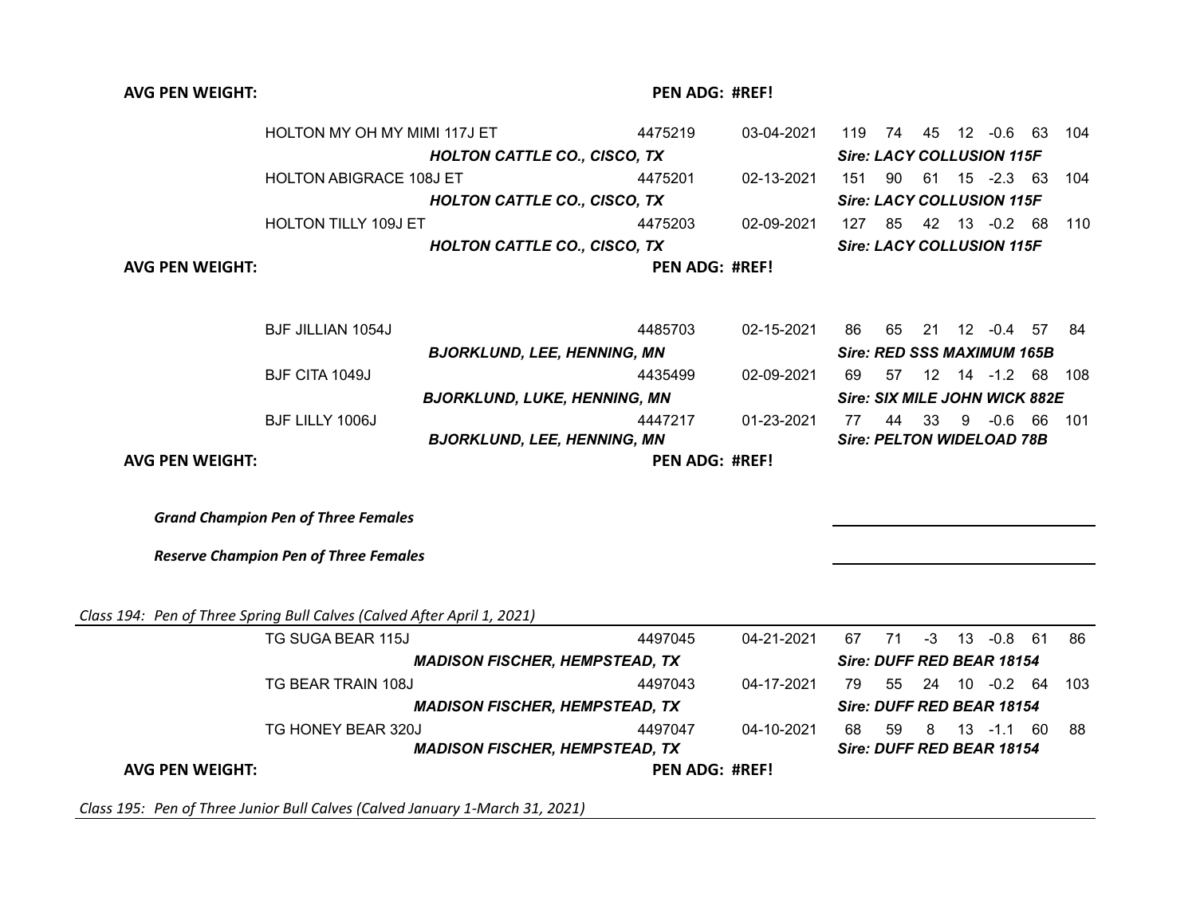**AVG PEN WEIGHT:** **PEN ADG: #REF!**

| Name | Reg. No. | Birth Date | | | | | | | |
|---|---|---|---|---|---|---|---|---|---|
| HOLTON MY OH MY MIMI 117J ET | 4475219 | 03-04-2021 | 119 | 74 | 45 | 12 | -0.6 | 63 | 104 |
| ***HOLTON CATTLE CO., CISCO, TX*** | | | ***Sire: LACY COLLUSION 115F*** | | | | | | |
| HOLTON ABIGRACE 108J ET | 4475201 | 02-13-2021 | 151 | 90 | 61 | 15 | -2.3 | 63 | 104 |
| ***HOLTON CATTLE CO., CISCO, TX*** | | | ***Sire: LACY COLLUSION 115F*** | | | | | | |
| HOLTON TILLY 109J ET | 4475203 | 02-09-2021 | 127 | 85 | 42 | 13 | -0.2 | 68 | 110 |
| ***HOLTON CATTLE CO., CISCO, TX*** | | | ***Sire: LACY COLLUSION 115F*** | | | | | | |

**AVG PEN WEIGHT:** **PEN ADG: #REF!**

| Name | Reg. No. | Birth Date | | | | | | | |
|---|---|---|---|---|---|---|---|---|---|
| BJF JILLIAN 1054J | 4485703 | 02-15-2021 | 86 | 65 | 21 | 12 | -0.4 | 57 | 84 |
| ***BJORKLUND, LEE, HENNING, MN*** | | | ***Sire: RED SSS MAXIMUM 165B*** | | | | | | |
| BJF CITA 1049J | 4435499 | 02-09-2021 | 69 | 57 | 12 | 14 | -1.2 | 68 | 108 |
| ***BJORKLUND, LUKE, HENNING, MN*** | | | ***Sire: SIX MILE JOHN WICK 882E*** | | | | | | |
| BJF LILLY 1006J | 4447217 | 01-23-2021 | 77 | 44 | 33 | 9 | -0.6 | 66 | 101 |
| ***BJORKLUND, LEE, HENNING, MN*** | | | ***Sire: PELTON WIDELOAD 78B*** | | | | | | |

**AVG PEN WEIGHT:** **PEN ADG: #REF!**

***Grand Champion Pen of Three Females*** ____________________

***Reserve Champion Pen of Three Females*** ____________________

*Class 194: Pen of Three Spring Bull Calves (Calved After April 1, 2021)*

| Name | Reg. No. | Birth Date | | | | | | | |
|---|---|---|---|---|---|---|---|---|---|
| TG SUGA BEAR 115J | 4497045 | 04-21-2021 | 67 | 71 | -3 | 13 | -0.8 | 61 | 86 |
| ***MADISON FISCHER, HEMPSTEAD, TX*** | | | ***Sire: DUFF RED BEAR 18154*** | | | | | | |
| TG BEAR TRAIN 108J | 4497043 | 04-17-2021 | 79 | 55 | 24 | 10 | -0.2 | 64 | 103 |
| ***MADISON FISCHER, HEMPSTEAD, TX*** | | | ***Sire: DUFF RED BEAR 18154*** | | | | | | |
| TG HONEY BEAR 320J | 4497047 | 04-10-2021 | 68 | 59 | 8 | 13 | -1.1 | 60 | 88 |
| ***MADISON FISCHER, HEMPSTEAD, TX*** | | | ***Sire: DUFF RED BEAR 18154*** | | | | | | |

**AVG PEN WEIGHT:** **PEN ADG: #REF!**

*Class 195: Pen of Three Junior Bull Calves (Calved January 1-March 31, 2021)*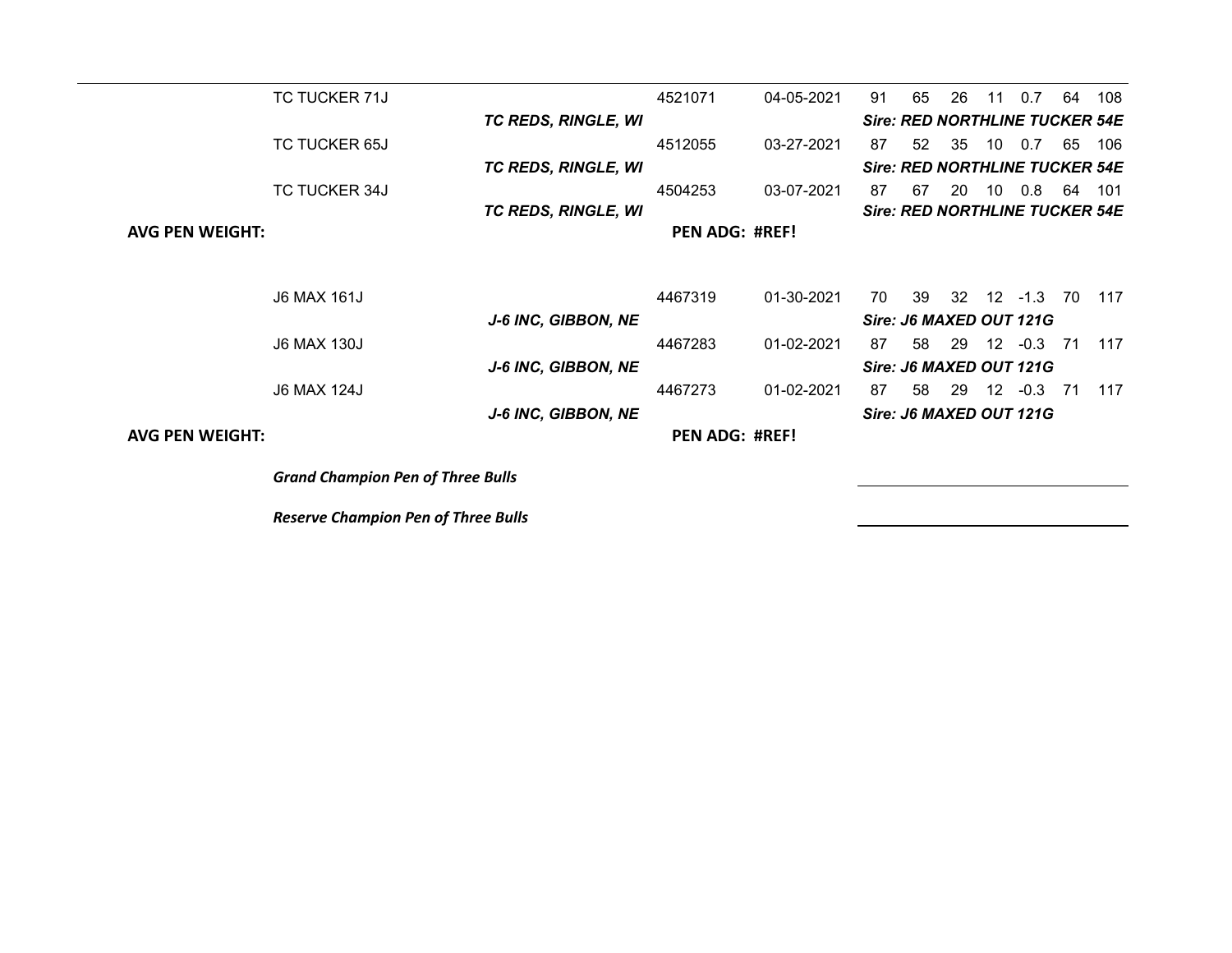| | Name | Breeder | Reg. No. | Birth Date | | | | | | | |
|---|---|---|---|---|---|---|---|---|---|---|---|
| | TC TUCKER 71J | | 4521071 | 04-05-2021 | 91 | 65 | 26 | 11 | 0.7 | 64 | 108 |
| | | ***TC REDS, RINGLE, WI*** | | | ***Sire: RED NORTHLINE TUCKER 54E*** | | | | | | |
| | TC TUCKER 65J | | 4512055 | 03-27-2021 | 87 | 52 | 35 | 10 | 0.7 | 65 | 106 |
| | | ***TC REDS, RINGLE, WI*** | | | ***Sire: RED NORTHLINE TUCKER 54E*** | | | | | | |
| | TC TUCKER 34J | | 4504253 | 03-07-2021 | 87 | 67 | 20 | 10 | 0.8 | 64 | 101 |
| | | ***TC REDS, RINGLE, WI*** | | | ***Sire: RED NORTHLINE TUCKER 54E*** | | | | | | |
| **AVG PEN WEIGHT:** | | | **PEN ADG: #REF!** | | | | | | | | |
| | J6 MAX 161J | | 4467319 | 01-30-2021 | 70 | 39 | 32 | 12 | -1.3 | 70 | 117 |
| | | ***J-6 INC, GIBBON, NE*** | | | ***Sire: J6 MAXED OUT 121G*** | | | | | | |
| | J6 MAX 130J | | 4467283 | 01-02-2021 | 87 | 58 | 29 | 12 | -0.3 | 71 | 117 |
| | | ***J-6 INC, GIBBON, NE*** | | | ***Sire: J6 MAXED OUT 121G*** | | | | | | |
| | J6 MAX 124J | | 4467273 | 01-02-2021 | 87 | 58 | 29 | 12 | -0.3 | 71 | 117 |
| | | ***J-6 INC, GIBBON, NE*** | | | ***Sire: J6 MAXED OUT 121G*** | | | | | | |
| **AVG PEN WEIGHT:** | | | **PEN ADG: #REF!** | | | | | | | | |

***Grand Champion Pen of Three Bulls*** ______________________

***Reserve Champion Pen of Three Bulls*** ______________________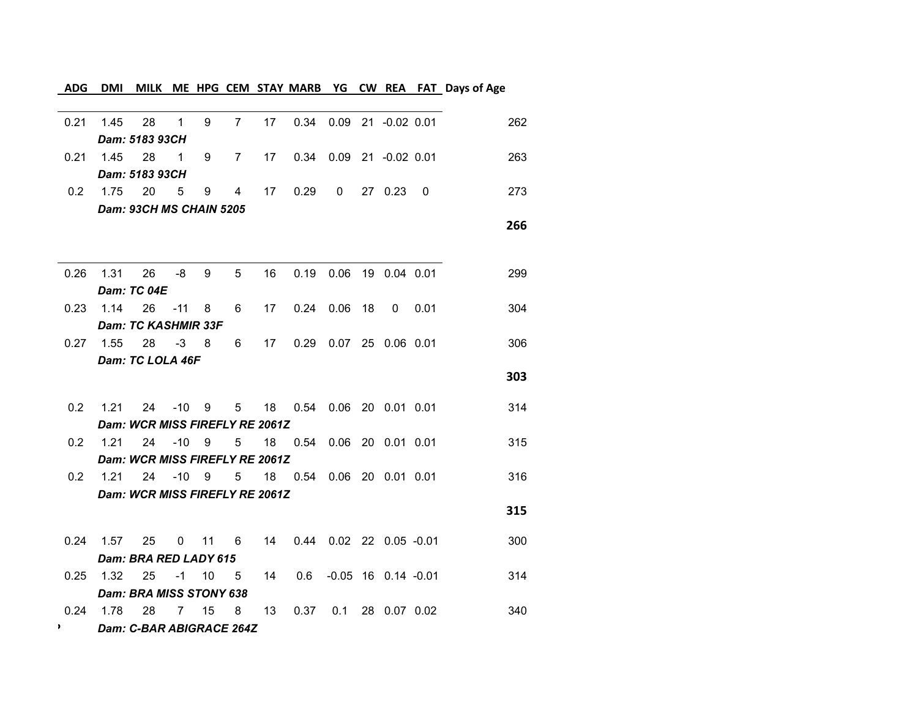| ADG | DMI | MILK | ME | HPG | CEM | STAY | MARB | YG | CW | REA | FAT | Days of Age |
|---|---|---|---|---|---|---|---|---|---|---|---|---|
| 0.21 | 1.45 | 28 | 1 | 9 | 7 | 17 | 0.34 | 0.09 | 21 | -0.02 | 0.01 | 262 |
| | ***Dam: 5183 93CH*** | | | | | | | | | | | |
| 0.21 | 1.45 | 28 | 1 | 9 | 7 | 17 | 0.34 | 0.09 | 21 | -0.02 | 0.01 | 263 |
| | ***Dam: 5183 93CH*** | | | | | | | | | | | |
| 0.2 | 1.75 | 20 | 5 | 9 | 4 | 17 | 0.29 | 0 | 27 | 0.23 | 0 | 273 |
| | ***Dam: 93CH MS CHAIN 5205*** | | | | | | | | | | | |
| | | | | | | | | | | | | **266** |
| 0.26 | 1.31 | 26 | -8 | 9 | 5 | 16 | 0.19 | 0.06 | 19 | 0.04 | 0.01 | 299 |
| | ***Dam: TC 04E*** | | | | | | | | | | | |
| 0.23 | 1.14 | 26 | -11 | 8 | 6 | 17 | 0.24 | 0.06 | 18 | 0 | 0.01 | 304 |
| | ***Dam: TC KASHMIR 33F*** | | | | | | | | | | | |
| 0.27 | 1.55 | 28 | -3 | 8 | 6 | 17 | 0.29 | 0.07 | 25 | 0.06 | 0.01 | 306 |
| | ***Dam: TC LOLA 46F*** | | | | | | | | | | | |
| | | | | | | | | | | | | **303** |
| 0.2 | 1.21 | 24 | -10 | 9 | 5 | 18 | 0.54 | 0.06 | 20 | 0.01 | 0.01 | 314 |
| | ***Dam: WCR MISS FIREFLY RE 2061Z*** | | | | | | | | | | | |
| 0.2 | 1.21 | 24 | -10 | 9 | 5 | 18 | 0.54 | 0.06 | 20 | 0.01 | 0.01 | 315 |
| | ***Dam: WCR MISS FIREFLY RE 2061Z*** | | | | | | | | | | | |
| 0.2 | 1.21 | 24 | -10 | 9 | 5 | 18 | 0.54 | 0.06 | 20 | 0.01 | 0.01 | 316 |
| | ***Dam: WCR MISS FIREFLY RE 2061Z*** | | | | | | | | | | | |
| | | | | | | | | | | | | **315** |
| 0.24 | 1.57 | 25 | 0 | 11 | 6 | 14 | 0.44 | 0.02 | 22 | 0.05 | -0.01 | 300 |
| | ***Dam: BRA RED LADY 615*** | | | | | | | | | | | |
| 0.25 | 1.32 | 25 | -1 | 10 | 5 | 14 | 0.6 | -0.05 | 16 | 0.14 | -0.01 | 314 |
| | ***Dam: BRA MISS STONY 638*** | | | | | | | | | | | |
| 0.24 | 1.78 | 28 | 7 | 15 | 8 | 13 | 0.37 | 0.1 | 28 | 0.07 | 0.02 | 340 |
| | ***Dam: C-BAR ABIGRACE 264Z*** | | | | | | | | | | | |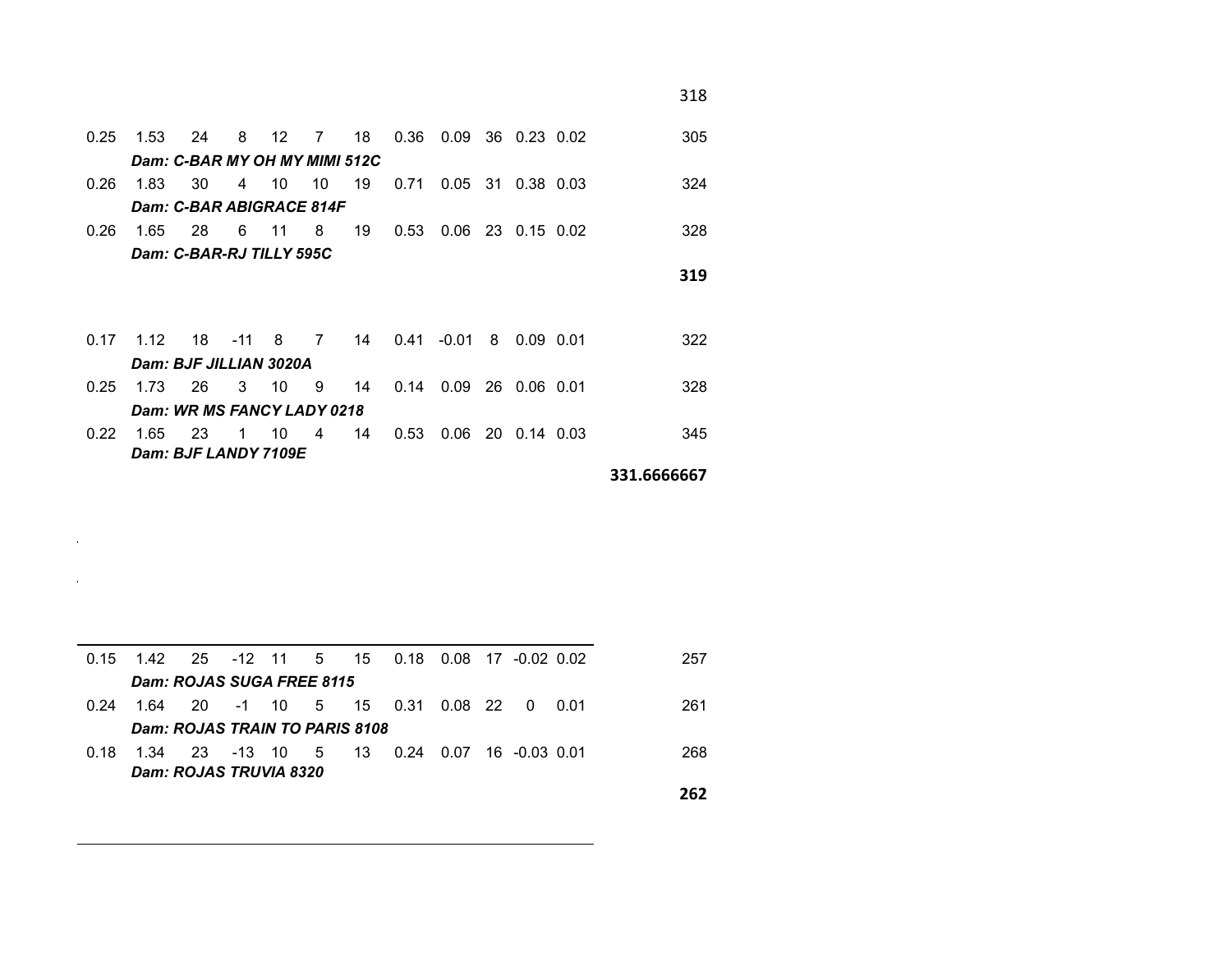318

| | | | | | | | | | | | | |
|---|---|---|---|---|---|---|---|---|---|---|---|---|
| 0.25 | 1.53 | 24 | 8 | 12 | 7 | 18 | 0.36 | 0.09 | 36 | 0.23 | 0.02 | 305 |
| | ***Dam: C-BAR MY OH MY MIMI 512C*** | | | | | | | | | | | |
| 0.26 | 1.83 | 30 | 4 | 10 | 10 | 19 | 0.71 | 0.05 | 31 | 0.38 | 0.03 | 324 |
| | ***Dam: C-BAR ABIGRACE 814F*** | | | | | | | | | | | |
| 0.26 | 1.65 | 28 | 6 | 11 | 8 | 19 | 0.53 | 0.06 | 23 | 0.15 | 0.02 | 328 |
| | ***Dam: C-BAR-RJ TILLY 595C*** | | | | | | | | | | | |
| | | | | | | | | | | | | **319** |

| | | | | | | | | | | | | |
|---|---|---|---|---|---|---|---|---|---|---|---|---|
| 0.17 | 1.12 | 18 | -11 | 8 | 7 | 14 | 0.41 | -0.01 | 8 | 0.09 | 0.01 | 322 |
| | ***Dam: BJF JILLIAN 3020A*** | | | | | | | | | | | |
| 0.25 | 1.73 | 26 | 3 | 10 | 9 | 14 | 0.14 | 0.09 | 26 | 0.06 | 0.01 | 328 |
| | ***Dam: WR MS FANCY LADY 0218*** | | | | | | | | | | | |
| 0.22 | 1.65 | 23 | 1 | 10 | 4 | 14 | 0.53 | 0.06 | 20 | 0.14 | 0.03 | 345 |
| | ***Dam: BJF LANDY 7109E*** | | | | | | | | | | | |
| | | | | | | | | | | | | **331.6666667** |

| | | | | | | | | | | | | |
|---|---|---|---|---|---|---|---|---|---|---|---|---|
| 0.15 | 1.42 | 25 | -12 | 11 | 5 | 15 | 0.18 | 0.08 | 17 | -0.02 | 0.02 | 257 |
| | ***Dam: ROJAS SUGA FREE 8115*** | | | | | | | | | | | |
| 0.24 | 1.64 | 20 | -1 | 10 | 5 | 15 | 0.31 | 0.08 | 22 | 0 | 0.01 | 261 |
| | ***Dam: ROJAS TRAIN TO PARIS 8108*** | | | | | | | | | | | |
| 0.18 | 1.34 | 23 | -13 | 10 | 5 | 13 | 0.24 | 0.07 | 16 | -0.03 | 0.01 | 268 |
| | ***Dam: ROJAS TRUVIA 8320*** | | | | | | | | | | | |
| | | | | | | | | | | | | **262** |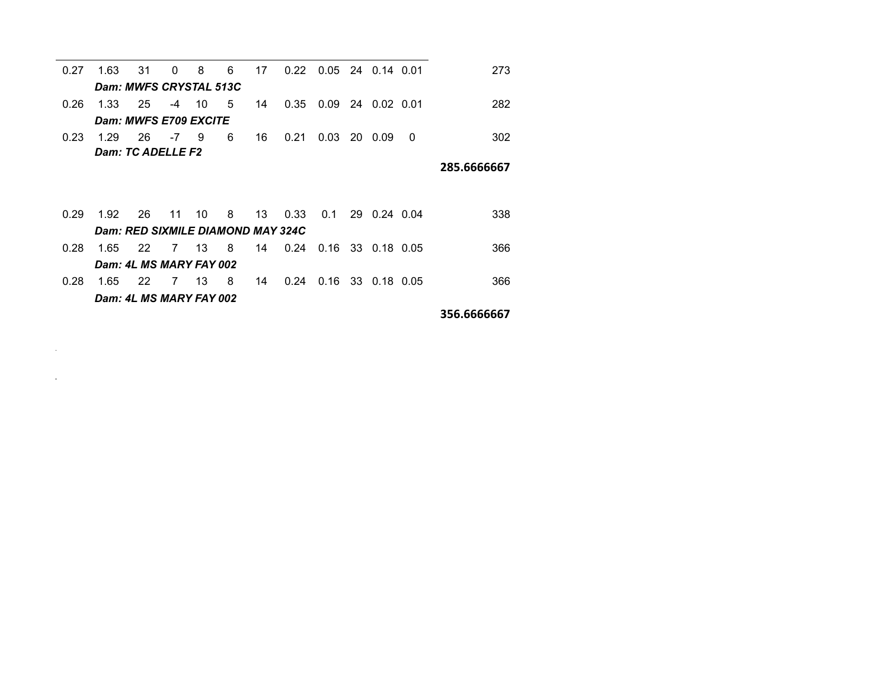| | | | | | | | | | | | | |
|---|---|---|---|---|---|---|---|---|---|---|---|---|
| 0.27 | 1.63 | 31 | 0 | 8 | 6 | 17 | 0.22 | 0.05 | 24 | 0.14 | 0.01 | 273 |
| | ***Dam: MWFS CRYSTAL 513C*** | | | | | | | | | | | |
| 0.26 | 1.33 | 25 | -4 | 10 | 5 | 14 | 0.35 | 0.09 | 24 | 0.02 | 0.01 | 282 |
| | ***Dam: MWFS E709 EXCITE*** | | | | | | | | | | | |
| 0.23 | 1.29 | 26 | -7 | 9 | 6 | 16 | 0.21 | 0.03 | 20 | 0.09 | 0 | 302 |
| | ***Dam: TC ADELLE F2*** | | | | | | | | | | | |
| | | | | | | | | | | | | **285.6666667** |

| | | | | | | | | | | | | |
|---|---|---|---|---|---|---|---|---|---|---|---|---|
| 0.29 | 1.92 | 26 | 11 | 10 | 8 | 13 | 0.33 | 0.1 | 29 | 0.24 | 0.04 | 338 |
| | ***Dam: RED SIXMILE DIAMOND MAY 324C*** | | | | | | | | | | | |
| 0.28 | 1.65 | 22 | 7 | 13 | 8 | 14 | 0.24 | 0.16 | 33 | 0.18 | 0.05 | 366 |
| | ***Dam: 4L MS MARY FAY 002*** | | | | | | | | | | | |
| 0.28 | 1.65 | 22 | 7 | 13 | 8 | 14 | 0.24 | 0.16 | 33 | 0.18 | 0.05 | 366 |
| | ***Dam: 4L MS MARY FAY 002*** | | | | | | | | | | | |
| | | | | | | | | | | | | **356.6666667** |